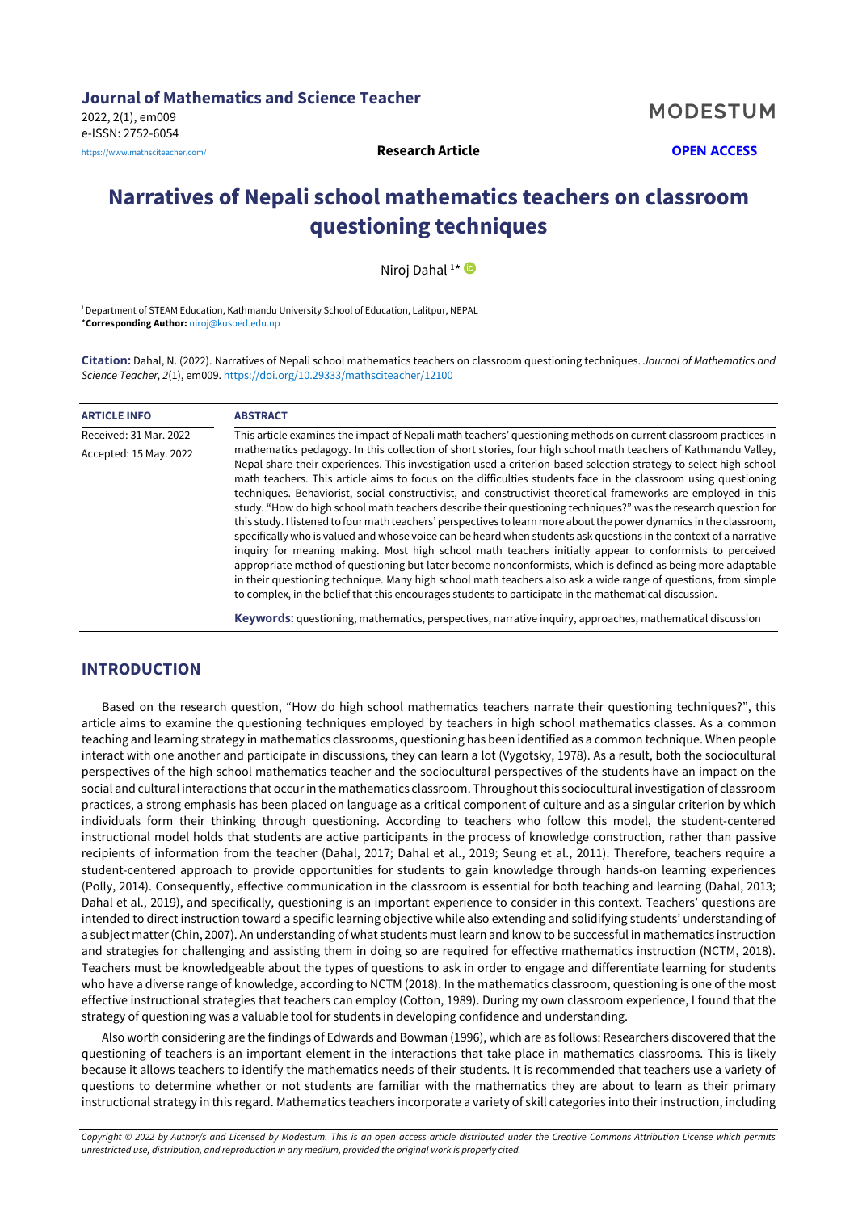Journal of Mathematics and Science Teacher
2022, 2(1), em009
e-ISSN: 2752-6054
https://www.mathsciteacher.com/

MODESTUM

Research Article

OPEN ACCESS

# Narratives of Nepali school mathematics teachers on classroom questioning techniques

Niroj Dahal [1]*

[1] Department of STEAM Education, Kathmandu University School of Education, Lalitpur, NEPAL
***Corresponding Author:** niroj@kusoed.edu.np

**Citation:** Dahal, N. (2022). Narratives of Nepali school mathematics teachers on classroom questioning techniques. *Journal of Mathematics and Science Teacher, 2*(1), em009. https://doi.org/10.29333/mathsciteacher/12100

| ARTICLE INFO | ABSTRACT |
|---|---|
| Received: 31 Mar. 2022<br>Accepted: 15 May. 2022 | This article examines the impact of Nepali math teachers' questioning methods on current classroom practices in mathematics pedagogy. In this collection of short stories, four high school math teachers of Kathmandu Valley, Nepal share their experiences. This investigation used a criterion-based selection strategy to select high school math teachers. This article aims to focus on the difficulties students face in the classroom using questioning techniques. Behaviorist, social constructivist, and constructivist theoretical frameworks are employed in this study. "How do high school math teachers describe their questioning techniques?" was the research question for this study. I listened to four math teachers' perspectives to learn more about the power dynamics in the classroom, specifically who is valued and whose voice can be heard when students ask questions in the context of a narrative inquiry for meaning making. Most high school math teachers initially appear to conformists to perceived appropriate method of questioning but later become nonconformists, which is defined as being more adaptable in their questioning technique. Many high school math teachers also ask a wide range of questions, from simple to complex, in the belief that this encourages students to participate in the mathematical discussion.<br><br>**Keywords:** questioning, mathematics, perspectives, narrative inquiry, approaches, mathematical discussion |

## INTRODUCTION

Based on the research question, "How do high school mathematics teachers narrate their questioning techniques?", this article aims to examine the questioning techniques employed by teachers in high school mathematics classes. As a common teaching and learning strategy in mathematics classrooms, questioning has been identified as a common technique. When people interact with one another and participate in discussions, they can learn a lot (Vygotsky, 1978). As a result, both the sociocultural perspectives of the high school mathematics teacher and the sociocultural perspectives of the students have an impact on the social and cultural interactions that occur in the mathematics classroom. Throughout this sociocultural investigation of classroom practices, a strong emphasis has been placed on language as a critical component of culture and as a singular criterion by which individuals form their thinking through questioning. According to teachers who follow this model, the student-centered instructional model holds that students are active participants in the process of knowledge construction, rather than passive recipients of information from the teacher (Dahal, 2017; Dahal et al., 2019; Seung et al., 2011). Therefore, teachers require a student-centered approach to provide opportunities for students to gain knowledge through hands-on learning experiences (Polly, 2014). Consequently, effective communication in the classroom is essential for both teaching and learning (Dahal, 2013; Dahal et al., 2019), and specifically, questioning is an important experience to consider in this context. Teachers' questions are intended to direct instruction toward a specific learning objective while also extending and solidifying students' understanding of a subject matter (Chin, 2007). An understanding of what students must learn and know to be successful in mathematics instruction and strategies for challenging and assisting them in doing so are required for effective mathematics instruction (NCTM, 2018). Teachers must be knowledgeable about the types of questions to ask in order to engage and differentiate learning for students who have a diverse range of knowledge, according to NCTM (2018). In the mathematics classroom, questioning is one of the most effective instructional strategies that teachers can employ (Cotton, 1989). During my own classroom experience, I found that the strategy of questioning was a valuable tool for students in developing confidence and understanding.

Also worth considering are the findings of Edwards and Bowman (1996), which are as follows: Researchers discovered that the questioning of teachers is an important element in the interactions that take place in mathematics classrooms. This is likely because it allows teachers to identify the mathematics needs of their students. It is recommended that teachers use a variety of questions to determine whether or not students are familiar with the mathematics they are about to learn as their primary instructional strategy in this regard. Mathematics teachers incorporate a variety of skill categories into their instruction, including

*Copyright © 2022 by Author/s and Licensed by Modestum. This is an open access article distributed under the Creative Commons Attribution License which permits unrestricted use, distribution, and reproduction in any medium, provided the original work is properly cited.*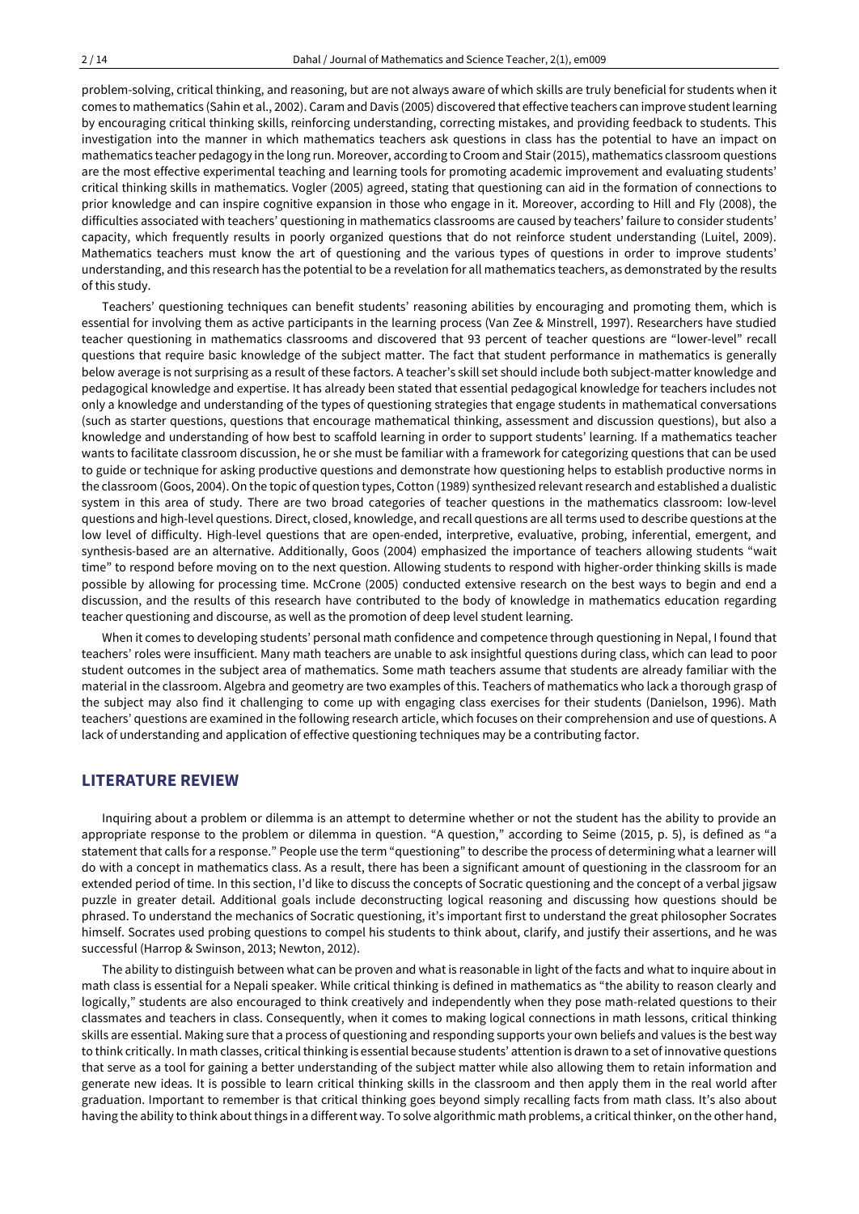problem-solving, critical thinking, and reasoning, but are not always aware of which skills are truly beneficial for students when it comes to mathematics (Sahin et al., 2002). Caram and Davis (2005) discovered that effective teachers can improve student learning by encouraging critical thinking skills, reinforcing understanding, correcting mistakes, and providing feedback to students. This investigation into the manner in which mathematics teachers ask questions in class has the potential to have an impact on mathematics teacher pedagogy in the long run. Moreover, according to Croom and Stair (2015), mathematics classroom questions are the most effective experimental teaching and learning tools for promoting academic improvement and evaluating students' critical thinking skills in mathematics. Vogler (2005) agreed, stating that questioning can aid in the formation of connections to prior knowledge and can inspire cognitive expansion in those who engage in it. Moreover, according to Hill and Fly (2008), the difficulties associated with teachers' questioning in mathematics classrooms are caused by teachers' failure to consider students' capacity, which frequently results in poorly organized questions that do not reinforce student understanding (Luitel, 2009). Mathematics teachers must know the art of questioning and the various types of questions in order to improve students' understanding, and this research has the potential to be a revelation for all mathematics teachers, as demonstrated by the results of this study.

Teachers' questioning techniques can benefit students' reasoning abilities by encouraging and promoting them, which is essential for involving them as active participants in the learning process (Van Zee & Minstrell, 1997). Researchers have studied teacher questioning in mathematics classrooms and discovered that 93 percent of teacher questions are "lower-level" recall questions that require basic knowledge of the subject matter. The fact that student performance in mathematics is generally below average is not surprising as a result of these factors. A teacher's skill set should include both subject-matter knowledge and pedagogical knowledge and expertise. It has already been stated that essential pedagogical knowledge for teachers includes not only a knowledge and understanding of the types of questioning strategies that engage students in mathematical conversations (such as starter questions, questions that encourage mathematical thinking, assessment and discussion questions), but also a knowledge and understanding of how best to scaffold learning in order to support students' learning. If a mathematics teacher wants to facilitate classroom discussion, he or she must be familiar with a framework for categorizing questions that can be used to guide or technique for asking productive questions and demonstrate how questioning helps to establish productive norms in the classroom (Goos, 2004). On the topic of question types, Cotton (1989) synthesized relevant research and established a dualistic system in this area of study. There are two broad categories of teacher questions in the mathematics classroom: low-level questions and high-level questions. Direct, closed, knowledge, and recall questions are all terms used to describe questions at the low level of difficulty. High-level questions that are open-ended, interpretive, evaluative, probing, inferential, emergent, and synthesis-based are an alternative. Additionally, Goos (2004) emphasized the importance of teachers allowing students "wait time" to respond before moving on to the next question. Allowing students to respond with higher-order thinking skills is made possible by allowing for processing time. McCrone (2005) conducted extensive research on the best ways to begin and end a discussion, and the results of this research have contributed to the body of knowledge in mathematics education regarding teacher questioning and discourse, as well as the promotion of deep level student learning.

When it comes to developing students' personal math confidence and competence through questioning in Nepal, I found that teachers' roles were insufficient. Many math teachers are unable to ask insightful questions during class, which can lead to poor student outcomes in the subject area of mathematics. Some math teachers assume that students are already familiar with the material in the classroom. Algebra and geometry are two examples of this. Teachers of mathematics who lack a thorough grasp of the subject may also find it challenging to come up with engaging class exercises for their students (Danielson, 1996). Math teachers' questions are examined in the following research article, which focuses on their comprehension and use of questions. A lack of understanding and application of effective questioning techniques may be a contributing factor.

## LITERATURE REVIEW

Inquiring about a problem or dilemma is an attempt to determine whether or not the student has the ability to provide an appropriate response to the problem or dilemma in question. "A question," according to Seime (2015, p. 5), is defined as "a statement that calls for a response." People use the term "questioning" to describe the process of determining what a learner will do with a concept in mathematics class. As a result, there has been a significant amount of questioning in the classroom for an extended period of time. In this section, I'd like to discuss the concepts of Socratic questioning and the concept of a verbal jigsaw puzzle in greater detail. Additional goals include deconstructing logical reasoning and discussing how questions should be phrased. To understand the mechanics of Socratic questioning, it's important first to understand the great philosopher Socrates himself. Socrates used probing questions to compel his students to think about, clarify, and justify their assertions, and he was successful (Harrop & Swinson, 2013; Newton, 2012).

The ability to distinguish between what can be proven and what is reasonable in light of the facts and what to inquire about in math class is essential for a Nepali speaker. While critical thinking is defined in mathematics as "the ability to reason clearly and logically," students are also encouraged to think creatively and independently when they pose math-related questions to their classmates and teachers in class. Consequently, when it comes to making logical connections in math lessons, critical thinking skills are essential. Making sure that a process of questioning and responding supports your own beliefs and values is the best way to think critically. In math classes, critical thinking is essential because students' attention is drawn to a set of innovative questions that serve as a tool for gaining a better understanding of the subject matter while also allowing them to retain information and generate new ideas. It is possible to learn critical thinking skills in the classroom and then apply them in the real world after graduation. Important to remember is that critical thinking goes beyond simply recalling facts from math class. It's also about having the ability to think about things in a different way. To solve algorithmic math problems, a critical thinker, on the other hand,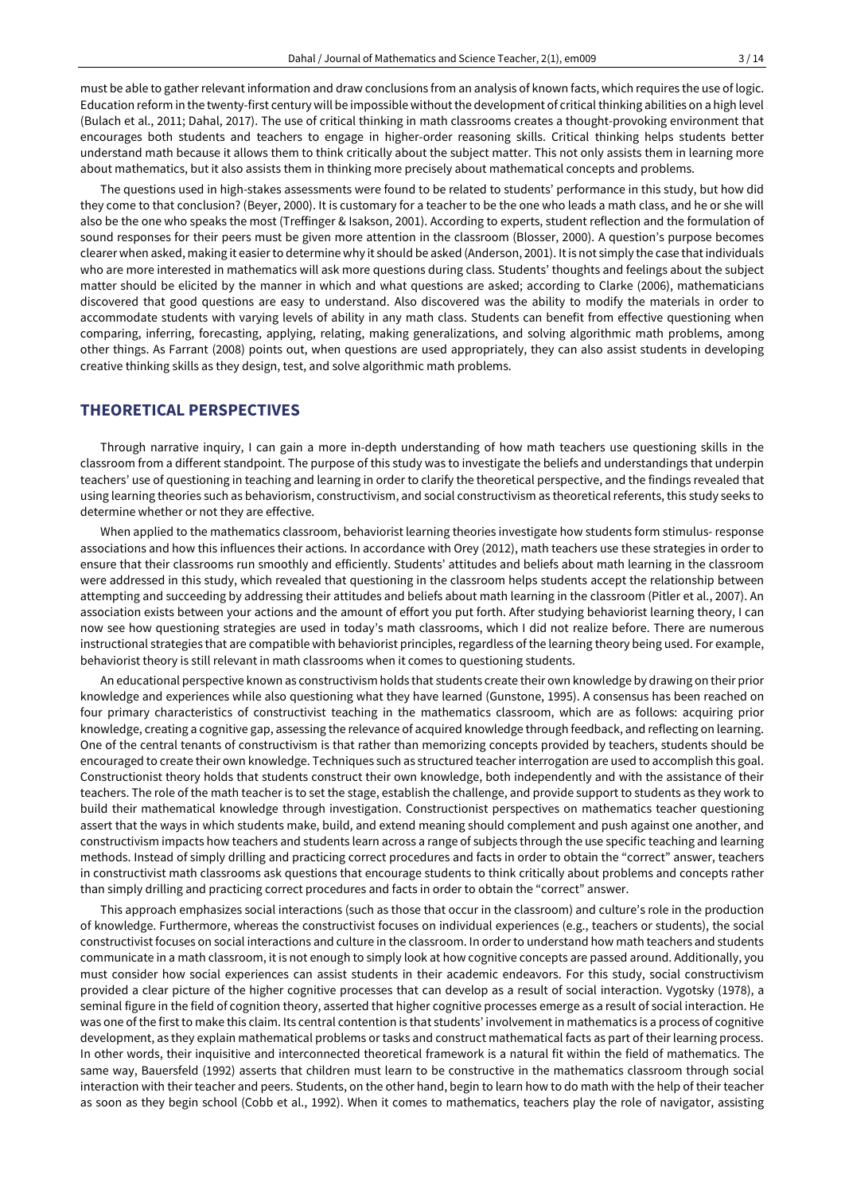must be able to gather relevant information and draw conclusions from an analysis of known facts, which requires the use of logic. Education reform in the twenty-first century will be impossible without the development of critical thinking abilities on a high level (Bulach et al., 2011; Dahal, 2017). The use of critical thinking in math classrooms creates a thought-provoking environment that encourages both students and teachers to engage in higher-order reasoning skills. Critical thinking helps students better understand math because it allows them to think critically about the subject matter. This not only assists them in learning more about mathematics, but it also assists them in thinking more precisely about mathematical concepts and problems.

The questions used in high-stakes assessments were found to be related to students' performance in this study, but how did they come to that conclusion? (Beyer, 2000). It is customary for a teacher to be the one who leads a math class, and he or she will also be the one who speaks the most (Treffinger & Isakson, 2001). According to experts, student reflection and the formulation of sound responses for their peers must be given more attention in the classroom (Blosser, 2000). A question's purpose becomes clearer when asked, making it easier to determine why it should be asked (Anderson, 2001). It is not simply the case that individuals who are more interested in mathematics will ask more questions during class. Students' thoughts and feelings about the subject matter should be elicited by the manner in which and what questions are asked; according to Clarke (2006), mathematicians discovered that good questions are easy to understand. Also discovered was the ability to modify the materials in order to accommodate students with varying levels of ability in any math class. Students can benefit from effective questioning when comparing, inferring, forecasting, applying, relating, making generalizations, and solving algorithmic math problems, among other things. As Farrant (2008) points out, when questions are used appropriately, they can also assist students in developing creative thinking skills as they design, test, and solve algorithmic math problems.

## THEORETICAL PERSPECTIVES

Through narrative inquiry, I can gain a more in-depth understanding of how math teachers use questioning skills in the classroom from a different standpoint. The purpose of this study was to investigate the beliefs and understandings that underpin teachers' use of questioning in teaching and learning in order to clarify the theoretical perspective, and the findings revealed that using learning theories such as behaviorism, constructivism, and social constructivism as theoretical referents, this study seeks to determine whether or not they are effective.

When applied to the mathematics classroom, behaviorist learning theories investigate how students form stimulus- response associations and how this influences their actions. In accordance with Orey (2012), math teachers use these strategies in order to ensure that their classrooms run smoothly and efficiently. Students' attitudes and beliefs about math learning in the classroom were addressed in this study, which revealed that questioning in the classroom helps students accept the relationship between attempting and succeeding by addressing their attitudes and beliefs about math learning in the classroom (Pitler et al., 2007). An association exists between your actions and the amount of effort you put forth. After studying behaviorist learning theory, I can now see how questioning strategies are used in today's math classrooms, which I did not realize before. There are numerous instructional strategies that are compatible with behaviorist principles, regardless of the learning theory being used. For example, behaviorist theory is still relevant in math classrooms when it comes to questioning students.

An educational perspective known as constructivism holds that students create their own knowledge by drawing on their prior knowledge and experiences while also questioning what they have learned (Gunstone, 1995). A consensus has been reached on four primary characteristics of constructivist teaching in the mathematics classroom, which are as follows: acquiring prior knowledge, creating a cognitive gap, assessing the relevance of acquired knowledge through feedback, and reflecting on learning. One of the central tenants of constructivism is that rather than memorizing concepts provided by teachers, students should be encouraged to create their own knowledge. Techniques such as structured teacher interrogation are used to accomplish this goal. Constructionist theory holds that students construct their own knowledge, both independently and with the assistance of their teachers. The role of the math teacher is to set the stage, establish the challenge, and provide support to students as they work to build their mathematical knowledge through investigation. Constructionist perspectives on mathematics teacher questioning assert that the ways in which students make, build, and extend meaning should complement and push against one another, and constructivism impacts how teachers and students learn across a range of subjects through the use specific teaching and learning methods. Instead of simply drilling and practicing correct procedures and facts in order to obtain the "correct" answer, teachers in constructivist math classrooms ask questions that encourage students to think critically about problems and concepts rather than simply drilling and practicing correct procedures and facts in order to obtain the "correct" answer.

This approach emphasizes social interactions (such as those that occur in the classroom) and culture's role in the production of knowledge. Furthermore, whereas the constructivist focuses on individual experiences (e.g., teachers or students), the social constructivist focuses on social interactions and culture in the classroom. In order to understand how math teachers and students communicate in a math classroom, it is not enough to simply look at how cognitive concepts are passed around. Additionally, you must consider how social experiences can assist students in their academic endeavors. For this study, social constructivism provided a clear picture of the higher cognitive processes that can develop as a result of social interaction. Vygotsky (1978), a seminal figure in the field of cognition theory, asserted that higher cognitive processes emerge as a result of social interaction. He was one of the first to make this claim. Its central contention is that students' involvement in mathematics is a process of cognitive development, as they explain mathematical problems or tasks and construct mathematical facts as part of their learning process. In other words, their inquisitive and interconnected theoretical framework is a natural fit within the field of mathematics. The same way, Bauersfeld (1992) asserts that children must learn to be constructive in the mathematics classroom through social interaction with their teacher and peers. Students, on the other hand, begin to learn how to do math with the help of their teacher as soon as they begin school (Cobb et al., 1992). When it comes to mathematics, teachers play the role of navigator, assisting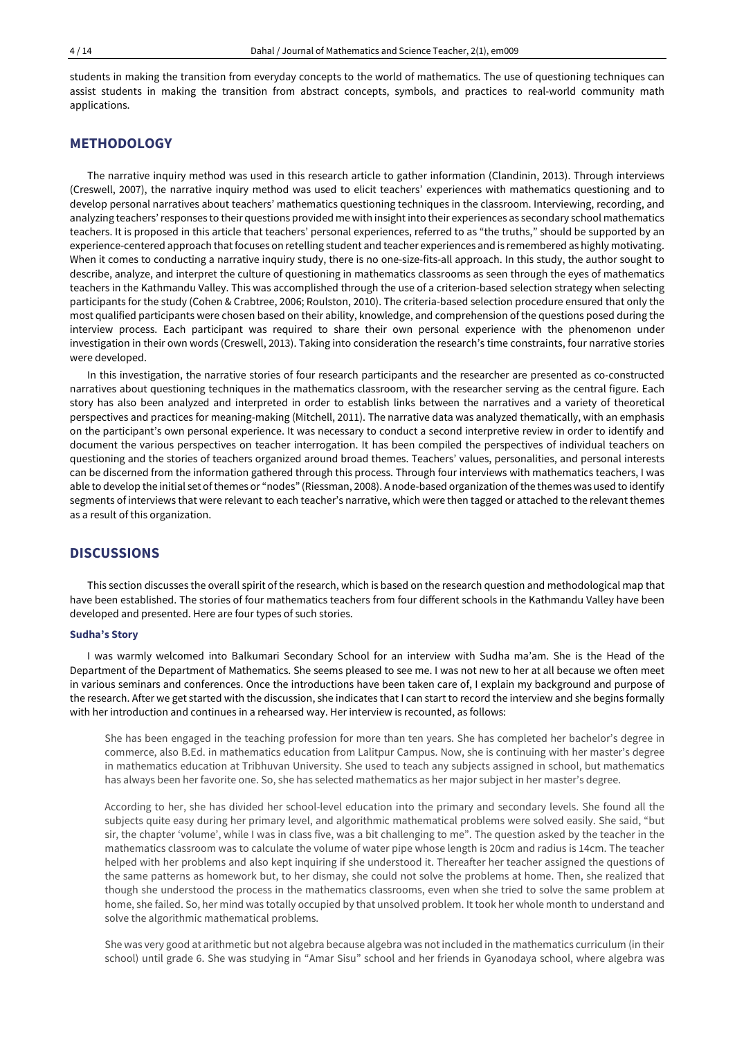students in making the transition from everyday concepts to the world of mathematics. The use of questioning techniques can assist students in making the transition from abstract concepts, symbols, and practices to real-world community math applications.

## METHODOLOGY

The narrative inquiry method was used in this research article to gather information (Clandinin, 2013). Through interviews (Creswell, 2007), the narrative inquiry method was used to elicit teachers' experiences with mathematics questioning and to develop personal narratives about teachers' mathematics questioning techniques in the classroom. Interviewing, recording, and analyzing teachers' responses to their questions provided me with insight into their experiences as secondary school mathematics teachers. It is proposed in this article that teachers' personal experiences, referred to as "the truths," should be supported by an experience-centered approach that focuses on retelling student and teacher experiences and is remembered as highly motivating. When it comes to conducting a narrative inquiry study, there is no one-size-fits-all approach. In this study, the author sought to describe, analyze, and interpret the culture of questioning in mathematics classrooms as seen through the eyes of mathematics teachers in the Kathmandu Valley. This was accomplished through the use of a criterion-based selection strategy when selecting participants for the study (Cohen & Crabtree, 2006; Roulston, 2010). The criteria-based selection procedure ensured that only the most qualified participants were chosen based on their ability, knowledge, and comprehension of the questions posed during the interview process. Each participant was required to share their own personal experience with the phenomenon under investigation in their own words (Creswell, 2013). Taking into consideration the research's time constraints, four narrative stories were developed.

In this investigation, the narrative stories of four research participants and the researcher are presented as co-constructed narratives about questioning techniques in the mathematics classroom, with the researcher serving as the central figure. Each story has also been analyzed and interpreted in order to establish links between the narratives and a variety of theoretical perspectives and practices for meaning-making (Mitchell, 2011). The narrative data was analyzed thematically, with an emphasis on the participant's own personal experience. It was necessary to conduct a second interpretive review in order to identify and document the various perspectives on teacher interrogation. It has been compiled the perspectives of individual teachers on questioning and the stories of teachers organized around broad themes. Teachers' values, personalities, and personal interests can be discerned from the information gathered through this process. Through four interviews with mathematics teachers, I was able to develop the initial set of themes or "nodes" (Riessman, 2008). A node-based organization of the themes was used to identify segments of interviews that were relevant to each teacher's narrative, which were then tagged or attached to the relevant themes as a result of this organization.

## DISCUSSIONS

This section discusses the overall spirit of the research, which is based on the research question and methodological map that have been established. The stories of four mathematics teachers from four different schools in the Kathmandu Valley have been developed and presented. Here are four types of such stories.

### Sudha's Story

I was warmly welcomed into Balkumari Secondary School for an interview with Sudha ma'am. She is the Head of the Department of the Department of Mathematics. She seems pleased to see me. I was not new to her at all because we often meet in various seminars and conferences. Once the introductions have been taken care of, I explain my background and purpose of the research. After we get started with the discussion, she indicates that I can start to record the interview and she begins formally with her introduction and continues in a rehearsed way. Her interview is recounted, as follows:

> She has been engaged in the teaching profession for more than ten years. She has completed her bachelor's degree in commerce, also B.Ed. in mathematics education from Lalitpur Campus. Now, she is continuing with her master's degree in mathematics education at Tribhuvan University. She used to teach any subjects assigned in school, but mathematics has always been her favorite one. So, she has selected mathematics as her major subject in her master's degree.
>
> According to her, she has divided her school-level education into the primary and secondary levels. She found all the subjects quite easy during her primary level, and algorithmic mathematical problems were solved easily. She said, "but sir, the chapter 'volume', while I was in class five, was a bit challenging to me". The question asked by the teacher in the mathematics classroom was to calculate the volume of water pipe whose length is 20cm and radius is 14cm. The teacher helped with her problems and also kept inquiring if she understood it. Thereafter her teacher assigned the questions of the same patterns as homework but, to her dismay, she could not solve the problems at home. Then, she realized that though she understood the process in the mathematics classrooms, even when she tried to solve the same problem at home, she failed. So, her mind was totally occupied by that unsolved problem. It took her whole month to understand and solve the algorithmic mathematical problems.
>
> She was very good at arithmetic but not algebra because algebra was not included in the mathematics curriculum (in their school) until grade 6. She was studying in "Amar Sisu" school and her friends in Gyanodaya school, where algebra was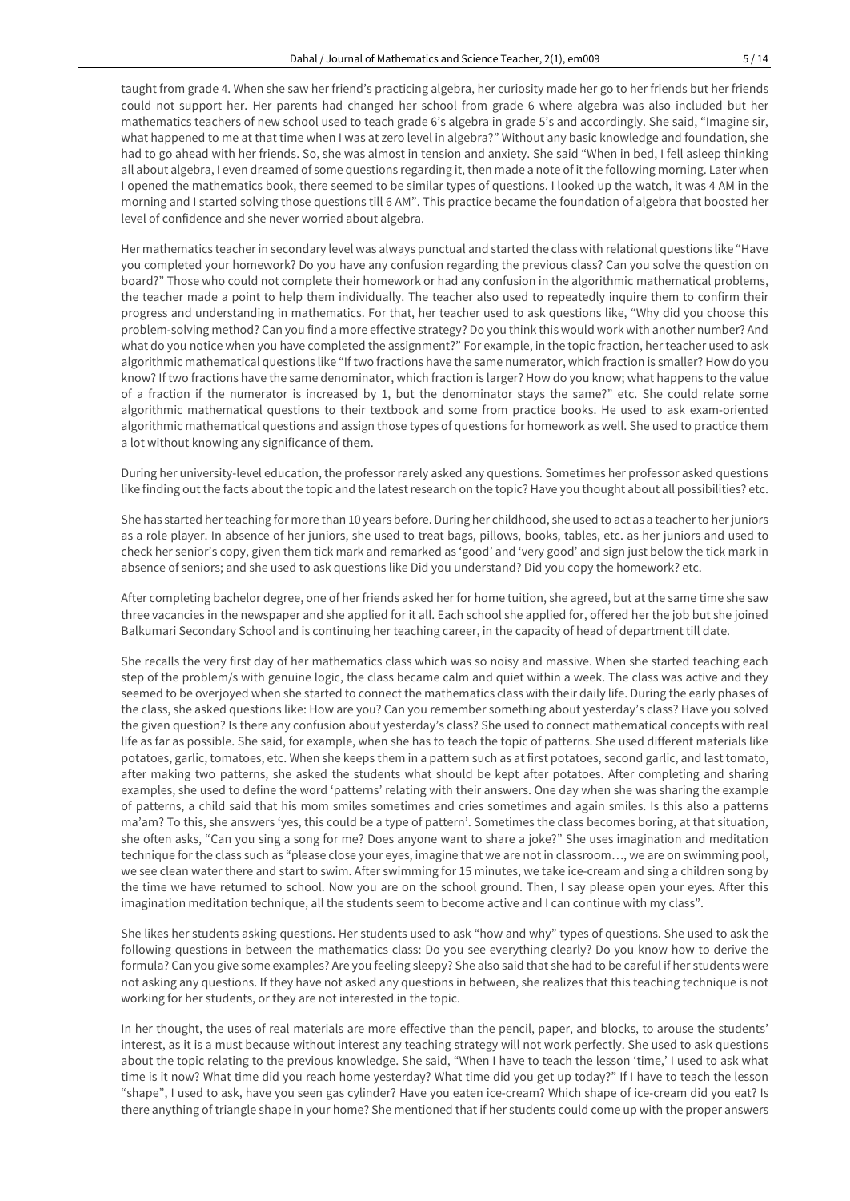taught from grade 4. When she saw her friend's practicing algebra, her curiosity made her go to her friends but her friends could not support her. Her parents had changed her school from grade 6 where algebra was also included but her mathematics teachers of new school used to teach grade 6's algebra in grade 5's and accordingly. She said, "Imagine sir, what happened to me at that time when I was at zero level in algebra?" Without any basic knowledge and foundation, she had to go ahead with her friends. So, she was almost in tension and anxiety. She said "When in bed, I fell asleep thinking all about algebra, I even dreamed of some questions regarding it, then made a note of it the following morning. Later when I opened the mathematics book, there seemed to be similar types of questions. I looked up the watch, it was 4 AM in the morning and I started solving those questions till 6 AM". This practice became the foundation of algebra that boosted her level of confidence and she never worried about algebra.

Her mathematics teacher in secondary level was always punctual and started the class with relational questions like "Have you completed your homework? Do you have any confusion regarding the previous class? Can you solve the question on board?" Those who could not complete their homework or had any confusion in the algorithmic mathematical problems, the teacher made a point to help them individually. The teacher also used to repeatedly inquire them to confirm their progress and understanding in mathematics. For that, her teacher used to ask questions like, "Why did you choose this problem-solving method? Can you find a more effective strategy? Do you think this would work with another number? And what do you notice when you have completed the assignment?" For example, in the topic fraction, her teacher used to ask algorithmic mathematical questions like "If two fractions have the same numerator, which fraction is smaller? How do you know? If two fractions have the same denominator, which fraction is larger? How do you know; what happens to the value of a fraction if the numerator is increased by 1, but the denominator stays the same?" etc. She could relate some algorithmic mathematical questions to their textbook and some from practice books. He used to ask exam-oriented algorithmic mathematical questions and assign those types of questions for homework as well. She used to practice them a lot without knowing any significance of them.

During her university-level education, the professor rarely asked any questions. Sometimes her professor asked questions like finding out the facts about the topic and the latest research on the topic? Have you thought about all possibilities? etc.

She has started her teaching for more than 10 years before. During her childhood, she used to act as a teacher to her juniors as a role player. In absence of her juniors, she used to treat bags, pillows, books, tables, etc. as her juniors and used to check her senior's copy, given them tick mark and remarked as 'good' and 'very good' and sign just below the tick mark in absence of seniors; and she used to ask questions like Did you understand? Did you copy the homework? etc.

After completing bachelor degree, one of her friends asked her for home tuition, she agreed, but at the same time she saw three vacancies in the newspaper and she applied for it all. Each school she applied for, offered her the job but she joined Balkumari Secondary School and is continuing her teaching career, in the capacity of head of department till date.

She recalls the very first day of her mathematics class which was so noisy and massive. When she started teaching each step of the problem/s with genuine logic, the class became calm and quiet within a week. The class was active and they seemed to be overjoyed when she started to connect the mathematics class with their daily life. During the early phases of the class, she asked questions like: How are you? Can you remember something about yesterday's class? Have you solved the given question? Is there any confusion about yesterday's class? She used to connect mathematical concepts with real life as far as possible. She said, for example, when she has to teach the topic of patterns. She used different materials like potatoes, garlic, tomatoes, etc. When she keeps them in a pattern such as at first potatoes, second garlic, and last tomato, after making two patterns, she asked the students what should be kept after potatoes. After completing and sharing examples, she used to define the word 'patterns' relating with their answers. One day when she was sharing the example of patterns, a child said that his mom smiles sometimes and cries sometimes and again smiles. Is this also a patterns ma'am? To this, she answers 'yes, this could be a type of pattern'. Sometimes the class becomes boring, at that situation, she often asks, "Can you sing a song for me? Does anyone want to share a joke?" She uses imagination and meditation technique for the class such as "please close your eyes, imagine that we are not in classroom…, we are on swimming pool, we see clean water there and start to swim. After swimming for 15 minutes, we take ice-cream and sing a children song by the time we have returned to school. Now you are on the school ground. Then, I say please open your eyes. After this imagination meditation technique, all the students seem to become active and I can continue with my class".

She likes her students asking questions. Her students used to ask "how and why" types of questions. She used to ask the following questions in between the mathematics class: Do you see everything clearly? Do you know how to derive the formula? Can you give some examples? Are you feeling sleepy? She also said that she had to be careful if her students were not asking any questions. If they have not asked any questions in between, she realizes that this teaching technique is not working for her students, or they are not interested in the topic.

In her thought, the uses of real materials are more effective than the pencil, paper, and blocks, to arouse the students' interest, as it is a must because without interest any teaching strategy will not work perfectly. She used to ask questions about the topic relating to the previous knowledge. She said, "When I have to teach the lesson 'time,' I used to ask what time is it now? What time did you reach home yesterday? What time did you get up today?" If I have to teach the lesson "shape", I used to ask, have you seen gas cylinder? Have you eaten ice-cream? Which shape of ice-cream did you eat? Is there anything of triangle shape in your home? She mentioned that if her students could come up with the proper answers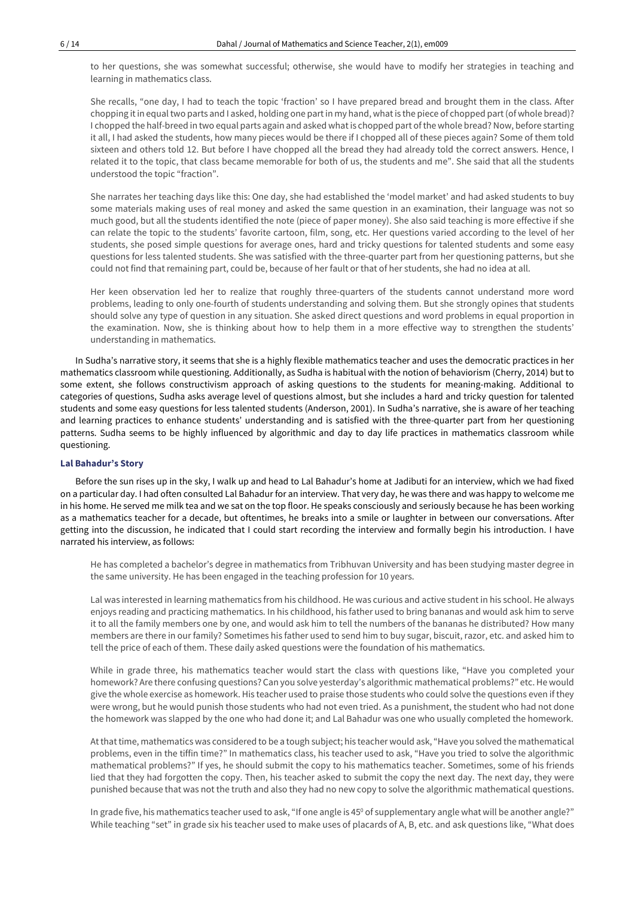to her questions, she was somewhat successful; otherwise, she would have to modify her strategies in teaching and learning in mathematics class.

> She recalls, "one day, I had to teach the topic 'fraction' so I have prepared bread and brought them in the class. After chopping it in equal two parts and I asked, holding one part in my hand, what is the piece of chopped part (of whole bread)? I chopped the half-breed in two equal parts again and asked what is chopped part of the whole bread? Now, before starting it all, I had asked the students, how many pieces would be there if I chopped all of these pieces again? Some of them told sixteen and others told 12. But before I have chopped all the bread they had already told the correct answers. Hence, I related it to the topic, that class became memorable for both of us, the students and me". She said that all the students understood the topic "fraction".
>
> She narrates her teaching days like this: One day, she had established the 'model market' and had asked students to buy some materials making uses of real money and asked the same question in an examination, their language was not so much good, but all the students identified the note (piece of paper money). She also said teaching is more effective if she can relate the topic to the students' favorite cartoon, film, song, etc. Her questions varied according to the level of her students, she posed simple questions for average ones, hard and tricky questions for talented students and some easy questions for less talented students. She was satisfied with the three-quarter part from her questioning patterns, but she could not find that remaining part, could be, because of her fault or that of her students, she had no idea at all.
>
> Her keen observation led her to realize that roughly three-quarters of the students cannot understand more word problems, leading to only one-fourth of students understanding and solving them. But she strongly opines that students should solve any type of question in any situation. She asked direct questions and word problems in equal proportion in the examination. Now, she is thinking about how to help them in a more effective way to strengthen the students' understanding in mathematics.

In Sudha's narrative story, it seems that she is a highly flexible mathematics teacher and uses the democratic practices in her mathematics classroom while questioning. Additionally, as Sudha is habitual with the notion of behaviorism (Cherry, 2014) but to some extent, she follows constructivism approach of asking questions to the students for meaning-making. Additional to categories of questions, Sudha asks average level of questions almost, but she includes a hard and tricky question for talented students and some easy questions for less talented students (Anderson, 2001). In Sudha's narrative, she is aware of her teaching and learning practices to enhance students' understanding and is satisfied with the three-quarter part from her questioning patterns. Sudha seems to be highly influenced by algorithmic and day to day life practices in mathematics classroom while questioning.

### Lal Bahadur's Story

Before the sun rises up in the sky, I walk up and head to Lal Bahadur's home at Jadibuti for an interview, which we had fixed on a particular day. I had often consulted Lal Bahadur for an interview. That very day, he was there and was happy to welcome me in his home. He served me milk tea and we sat on the top floor. He speaks consciously and seriously because he has been working as a mathematics teacher for a decade, but oftentimes, he breaks into a smile or laughter in between our conversations. After getting into the discussion, he indicated that I could start recording the interview and formally begin his introduction. I have narrated his interview, as follows:

> He has completed a bachelor's degree in mathematics from Tribhuvan University and has been studying master degree in the same university. He has been engaged in the teaching profession for 10 years.
>
> Lal was interested in learning mathematics from his childhood. He was curious and active student in his school. He always enjoys reading and practicing mathematics. In his childhood, his father used to bring bananas and would ask him to serve it to all the family members one by one, and would ask him to tell the numbers of the bananas he distributed? How many members are there in our family? Sometimes his father used to send him to buy sugar, biscuit, razor, etc. and asked him to tell the price of each of them. These daily asked questions were the foundation of his mathematics.
>
> While in grade three, his mathematics teacher would start the class with questions like, "Have you completed your homework? Are there confusing questions? Can you solve yesterday's algorithmic mathematical problems?" etc. He would give the whole exercise as homework. His teacher used to praise those students who could solve the questions even if they were wrong, but he would punish those students who had not even tried. As a punishment, the student who had not done the homework was slapped by the one who had done it; and Lal Bahadur was one who usually completed the homework.
>
> At that time, mathematics was considered to be a tough subject; his teacher would ask, "Have you solved the mathematical problems, even in the tiffin time?" In mathematics class, his teacher used to ask, "Have you tried to solve the algorithmic mathematical problems?" If yes, he should submit the copy to his mathematics teacher. Sometimes, some of his friends lied that they had forgotten the copy. Then, his teacher asked to submit the copy the next day. The next day, they were punished because that was not the truth and also they had no new copy to solve the algorithmic mathematical questions.
>
> In grade five, his mathematics teacher used to ask, "If one angle is $45^0$ of supplementary angle what will be another angle?" While teaching "set" in grade six his teacher used to make uses of placards of A, B, etc. and ask questions like, "What does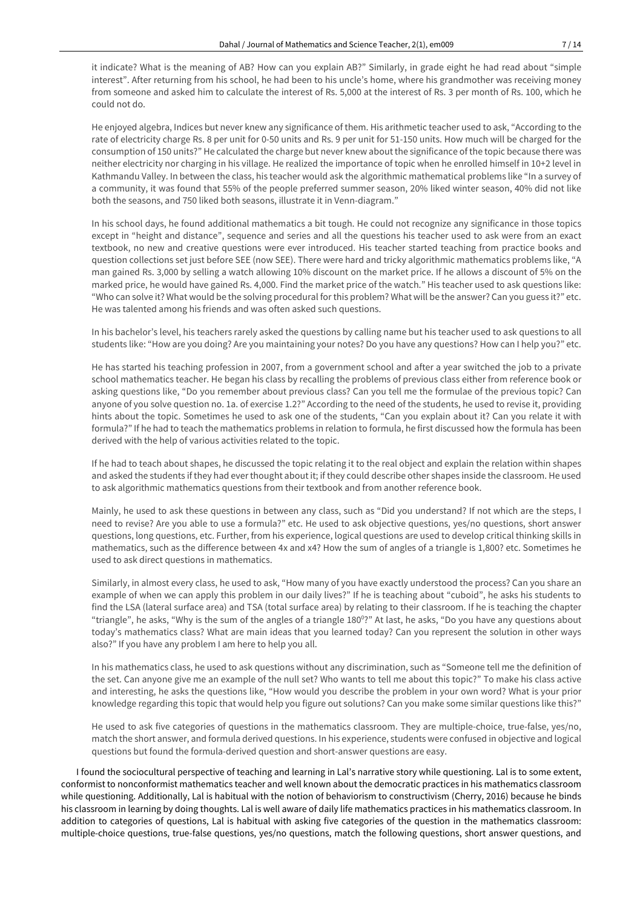it indicate? What is the meaning of AB? How can you explain AB?" Similarly, in grade eight he had read about "simple interest". After returning from his school, he had been to his uncle's home, where his grandmother was receiving money from someone and asked him to calculate the interest of Rs. 5,000 at the interest of Rs. 3 per month of Rs. 100, which he could not do.

He enjoyed algebra, Indices but never knew any significance of them. His arithmetic teacher used to ask, "According to the rate of electricity charge Rs. 8 per unit for 0-50 units and Rs. 9 per unit for 51-150 units. How much will be charged for the consumption of 150 units?" He calculated the charge but never knew about the significance of the topic because there was neither electricity nor charging in his village. He realized the importance of topic when he enrolled himself in 10+2 level in Kathmandu Valley. In between the class, his teacher would ask the algorithmic mathematical problems like "In a survey of a community, it was found that 55% of the people preferred summer season, 20% liked winter season, 40% did not like both the seasons, and 750 liked both seasons, illustrate it in Venn-diagram."

In his school days, he found additional mathematics a bit tough. He could not recognize any significance in those topics except in "height and distance", sequence and series and all the questions his teacher used to ask were from an exact textbook, no new and creative questions were ever introduced. His teacher started teaching from practice books and question collections set just before SEE (now SEE). There were hard and tricky algorithmic mathematics problems like, "A man gained Rs. 3,000 by selling a watch allowing 10% discount on the market price. If he allows a discount of 5% on the marked price, he would have gained Rs. 4,000. Find the market price of the watch." His teacher used to ask questions like: "Who can solve it? What would be the solving procedural for this problem? What will be the answer? Can you guess it?" etc. He was talented among his friends and was often asked such questions.

In his bachelor's level, his teachers rarely asked the questions by calling name but his teacher used to ask questions to all students like: "How are you doing? Are you maintaining your notes? Do you have any questions? How can I help you?" etc.

He has started his teaching profession in 2007, from a government school and after a year switched the job to a private school mathematics teacher. He began his class by recalling the problems of previous class either from reference book or asking questions like, "Do you remember about previous class? Can you tell me the formulae of the previous topic? Can anyone of you solve question no. 1a. of exercise 1.2?" According to the need of the students, he used to revise it, providing hints about the topic. Sometimes he used to ask one of the students, "Can you explain about it? Can you relate it with formula?" If he had to teach the mathematics problems in relation to formula, he first discussed how the formula has been derived with the help of various activities related to the topic.

If he had to teach about shapes, he discussed the topic relating it to the real object and explain the relation within shapes and asked the students if they had ever thought about it; if they could describe other shapes inside the classroom. He used to ask algorithmic mathematics questions from their textbook and from another reference book.

Mainly, he used to ask these questions in between any class, such as "Did you understand? If not which are the steps, I need to revise? Are you able to use a formula?" etc. He used to ask objective questions, yes/no questions, short answer questions, long questions, etc. Further, from his experience, logical questions are used to develop critical thinking skills in mathematics, such as the difference between 4x and x4? How the sum of angles of a triangle is 1,800? etc. Sometimes he used to ask direct questions in mathematics.

Similarly, in almost every class, he used to ask, "How many of you have exactly understood the process? Can you share an example of when we can apply this problem in our daily lives?" If he is teaching about "cuboid", he asks his students to find the LSA (lateral surface area) and TSA (total surface area) by relating to their classroom. If he is teaching the chapter "triangle", he asks, "Why is the sum of the angles of a triangle $180^0$?" At last, he asks, "Do you have any questions about today's mathematics class? What are main ideas that you learned today? Can you represent the solution in other ways also?" If you have any problem I am here to help you all.

In his mathematics class, he used to ask questions without any discrimination, such as "Someone tell me the definition of the set. Can anyone give me an example of the null set? Who wants to tell me about this topic?" To make his class active and interesting, he asks the questions like, "How would you describe the problem in your own word? What is your prior knowledge regarding this topic that would help you figure out solutions? Can you make some similar questions like this?"

He used to ask five categories of questions in the mathematics classroom. They are multiple-choice, true-false, yes/no, match the short answer, and formula derived questions. In his experience, students were confused in objective and logical questions but found the formula-derived question and short-answer questions are easy.

I found the sociocultural perspective of teaching and learning in Lal's narrative story while questioning. Lal is to some extent, conformist to nonconformist mathematics teacher and well known about the democratic practices in his mathematics classroom while questioning. Additionally, Lal is habitual with the notion of behaviorism to constructivism (Cherry, 2016) because he binds his classroom in learning by doing thoughts. Lal is well aware of daily life mathematics practices in his mathematics classroom. In addition to categories of questions, Lal is habitual with asking five categories of the question in the mathematics classroom: multiple-choice questions, true-false questions, yes/no questions, match the following questions, short answer questions, and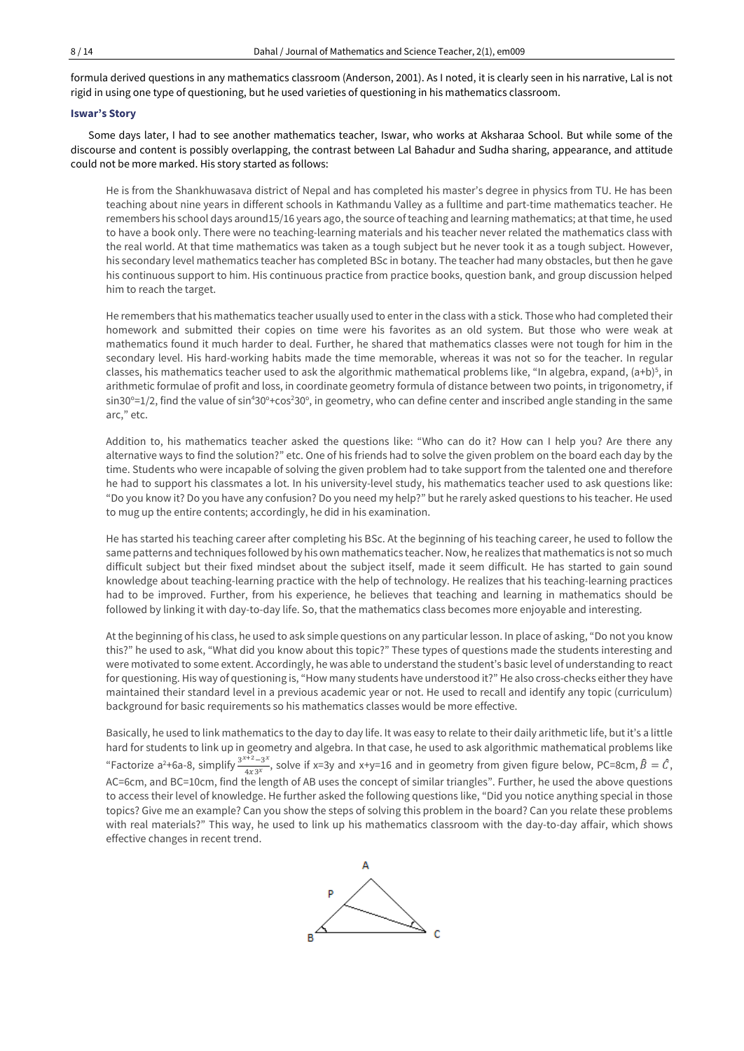formula derived questions in any mathematics classroom (Anderson, 2001). As I noted, it is clearly seen in his narrative, Lal is not rigid in using one type of questioning, but he used varieties of questioning in his mathematics classroom.

### Iswar's Story

Some days later, I had to see another mathematics teacher, Iswar, who works at Aksharaa School. But while some of the discourse and content is possibly overlapping, the contrast between Lal Bahadur and Sudha sharing, appearance, and attitude could not be more marked. His story started as follows:

> He is from the Shankhuwasava district of Nepal and has completed his master's degree in physics from TU. He has been teaching about nine years in different schools in Kathmandu Valley as a fulltime and part-time mathematics teacher. He remembers his school days around15/16 years ago, the source of teaching and learning mathematics; at that time, he used to have a book only. There were no teaching-learning materials and his teacher never related the mathematics class with the real world. At that time mathematics was taken as a tough subject but he never took it as a tough subject. However, his secondary level mathematics teacher has completed BSc in botany. The teacher had many obstacles, but then he gave his continuous support to him. His continuous practice from practice books, question bank, and group discussion helped him to reach the target.
>
> He remembers that his mathematics teacher usually used to enter in the class with a stick. Those who had completed their homework and submitted their copies on time were his favorites as an old system. But those who were weak at mathematics found it much harder to deal. Further, he shared that mathematics classes were not tough for him in the secondary level. His hard-working habits made the time memorable, whereas it was not so for the teacher. In regular classes, his mathematics teacher used to ask the algorithmic mathematical problems like, "In algebra, expand, $(a+b)^5$, in arithmetic formulae of profit and loss, in coordinate geometry formula of distance between two points, in trigonometry, if $\sin 30^o=1/2$, find the value of $\sin^4 30^o+\cos^2 30^o$, in geometry, who can define center and inscribed angle standing in the same arc," etc.
>
> Addition to, his mathematics teacher asked the questions like: "Who can do it? How can I help you? Are there any alternative ways to find the solution?" etc. One of his friends had to solve the given problem on the board each day by the time. Students who were incapable of solving the given problem had to take support from the talented one and therefore he had to support his classmates a lot. In his university-level study, his mathematics teacher used to ask questions like: "Do you know it? Do you have any confusion? Do you need my help?" but he rarely asked questions to his teacher. He used to mug up the entire contents; accordingly, he did in his examination.
>
> He has started his teaching career after completing his BSc. At the beginning of his teaching career, he used to follow the same patterns and techniques followed by his own mathematics teacher. Now, he realizes that mathematics is not so much difficult subject but their fixed mindset about the subject itself, made it seem difficult. He has started to gain sound knowledge about teaching-learning practice with the help of technology. He realizes that his teaching-learning practices had to be improved. Further, from his experience, he believes that teaching and learning in mathematics should be followed by linking it with day-to-day life. So, that the mathematics class becomes more enjoyable and interesting.
>
> At the beginning of his class, he used to ask simple questions on any particular lesson. In place of asking, "Do not you know this?" he used to ask, "What did you know about this topic?" These types of questions made the students interesting and were motivated to some extent. Accordingly, he was able to understand the student's basic level of understanding to react for questioning. His way of questioning is, "How many students have understood it?" He also cross-checks either they have maintained their standard level in a previous academic year or not. He used to recall and identify any topic (curriculum) background for basic requirements so his mathematics classes would be more effective.
>
> Basically, he used to link mathematics to the day to day life. It was easy to relate to their daily arithmetic life, but it's a little hard for students to link up in geometry and algebra. In that case, he used to ask algorithmic mathematical problems like "Factorize $a^2+6a-8$, simplify $\frac{3^{x+2}-3^x}{4x3^x}$, solve if $x=3y$ and $x+y=16$ and in geometry from given figure below, PC=8cm, $\hat{B}=\hat{C}$, AC=6cm, and BC=10cm, find the length of AB uses the concept of similar triangles". Further, he used the above questions to access their level of knowledge. He further asked the following questions like, "Did you notice anything special in those topics? Give me an example? Can you show the steps of solving this problem in the board? Can you relate these problems with real materials?" This way, he used to link up his mathematics classroom with the day-to-day affair, which shows effective changes in recent trend.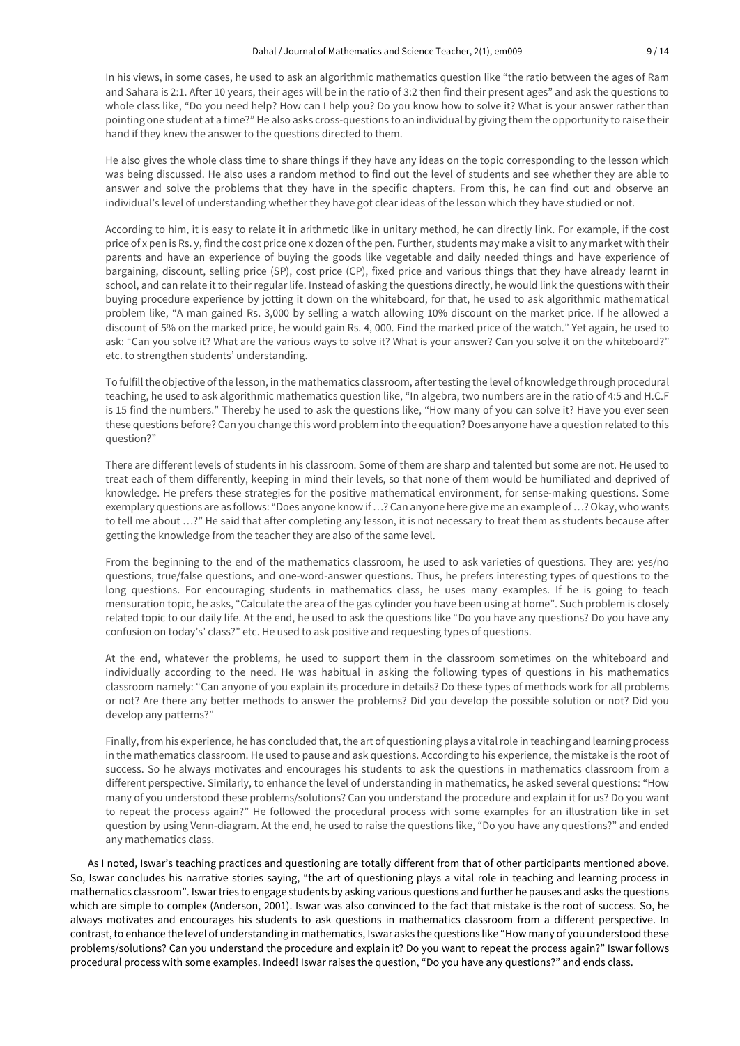In his views, in some cases, he used to ask an algorithmic mathematics question like "the ratio between the ages of Ram and Sahara is 2:1. After 10 years, their ages will be in the ratio of 3:2 then find their present ages" and ask the questions to whole class like, "Do you need help? How can I help you? Do you know how to solve it? What is your answer rather than pointing one student at a time?" He also asks cross-questions to an individual by giving them the opportunity to raise their hand if they knew the answer to the questions directed to them.

He also gives the whole class time to share things if they have any ideas on the topic corresponding to the lesson which was being discussed. He also uses a random method to find out the level of students and see whether they are able to answer and solve the problems that they have in the specific chapters. From this, he can find out and observe an individual's level of understanding whether they have got clear ideas of the lesson which they have studied or not.

According to him, it is easy to relate it in arithmetic like in unitary method, he can directly link. For example, if the cost price of x pen is Rs. y, find the cost price one x dozen of the pen. Further, students may make a visit to any market with their parents and have an experience of buying the goods like vegetable and daily needed things and have experience of bargaining, discount, selling price (SP), cost price (CP), fixed price and various things that they have already learnt in school, and can relate it to their regular life. Instead of asking the questions directly, he would link the questions with their buying procedure experience by jotting it down on the whiteboard, for that, he used to ask algorithmic mathematical problem like, "A man gained Rs. 3,000 by selling a watch allowing 10% discount on the market price. If he allowed a discount of 5% on the marked price, he would gain Rs. 4, 000. Find the marked price of the watch." Yet again, he used to ask: "Can you solve it? What are the various ways to solve it? What is your answer? Can you solve it on the whiteboard?" etc. to strengthen students' understanding.

To fulfill the objective of the lesson, in the mathematics classroom, after testing the level of knowledge through procedural teaching, he used to ask algorithmic mathematics question like, "In algebra, two numbers are in the ratio of 4:5 and H.C.F is 15 find the numbers." Thereby he used to ask the questions like, "How many of you can solve it? Have you ever seen these questions before? Can you change this word problem into the equation? Does anyone have a question related to this question?"

There are different levels of students in his classroom. Some of them are sharp and talented but some are not. He used to treat each of them differently, keeping in mind their levels, so that none of them would be humiliated and deprived of knowledge. He prefers these strategies for the positive mathematical environment, for sense-making questions. Some exemplary questions are as follows: "Does anyone know if …? Can anyone here give me an example of …? Okay, who wants to tell me about …?" He said that after completing any lesson, it is not necessary to treat them as students because after getting the knowledge from the teacher they are also of the same level.

From the beginning to the end of the mathematics classroom, he used to ask varieties of questions. They are: yes/no questions, true/false questions, and one-word-answer questions. Thus, he prefers interesting types of questions to the long questions. For encouraging students in mathematics class, he uses many examples. If he is going to teach mensuration topic, he asks, "Calculate the area of the gas cylinder you have been using at home". Such problem is closely related topic to our daily life. At the end, he used to ask the questions like "Do you have any questions? Do you have any confusion on today's' class?" etc. He used to ask positive and requesting types of questions.

At the end, whatever the problems, he used to support them in the classroom sometimes on the whiteboard and individually according to the need. He was habitual in asking the following types of questions in his mathematics classroom namely: "Can anyone of you explain its procedure in details? Do these types of methods work for all problems or not? Are there any better methods to answer the problems? Did you develop the possible solution or not? Did you develop any patterns?"

Finally, from his experience, he has concluded that, the art of questioning plays a vital role in teaching and learning process in the mathematics classroom. He used to pause and ask questions. According to his experience, the mistake is the root of success. So he always motivates and encourages his students to ask the questions in mathematics classroom from a different perspective. Similarly, to enhance the level of understanding in mathematics, he asked several questions: "How many of you understood these problems/solutions? Can you understand the procedure and explain it for us? Do you want to repeat the process again?" He followed the procedural process with some examples for an illustration like in set question by using Venn-diagram. At the end, he used to raise the questions like, "Do you have any questions?" and ended any mathematics class.

As I noted, Iswar's teaching practices and questioning are totally different from that of other participants mentioned above. So, Iswar concludes his narrative stories saying, "the art of questioning plays a vital role in teaching and learning process in mathematics classroom". Iswar tries to engage students by asking various questions and further he pauses and asks the questions which are simple to complex (Anderson, 2001). Iswar was also convinced to the fact that mistake is the root of success. So, he always motivates and encourages his students to ask questions in mathematics classroom from a different perspective. In contrast, to enhance the level of understanding in mathematics, Iswar asks the questions like "How many of you understood these problems/solutions? Can you understand the procedure and explain it? Do you want to repeat the process again?" Iswar follows procedural process with some examples. Indeed! Iswar raises the question, "Do you have any questions?" and ends class.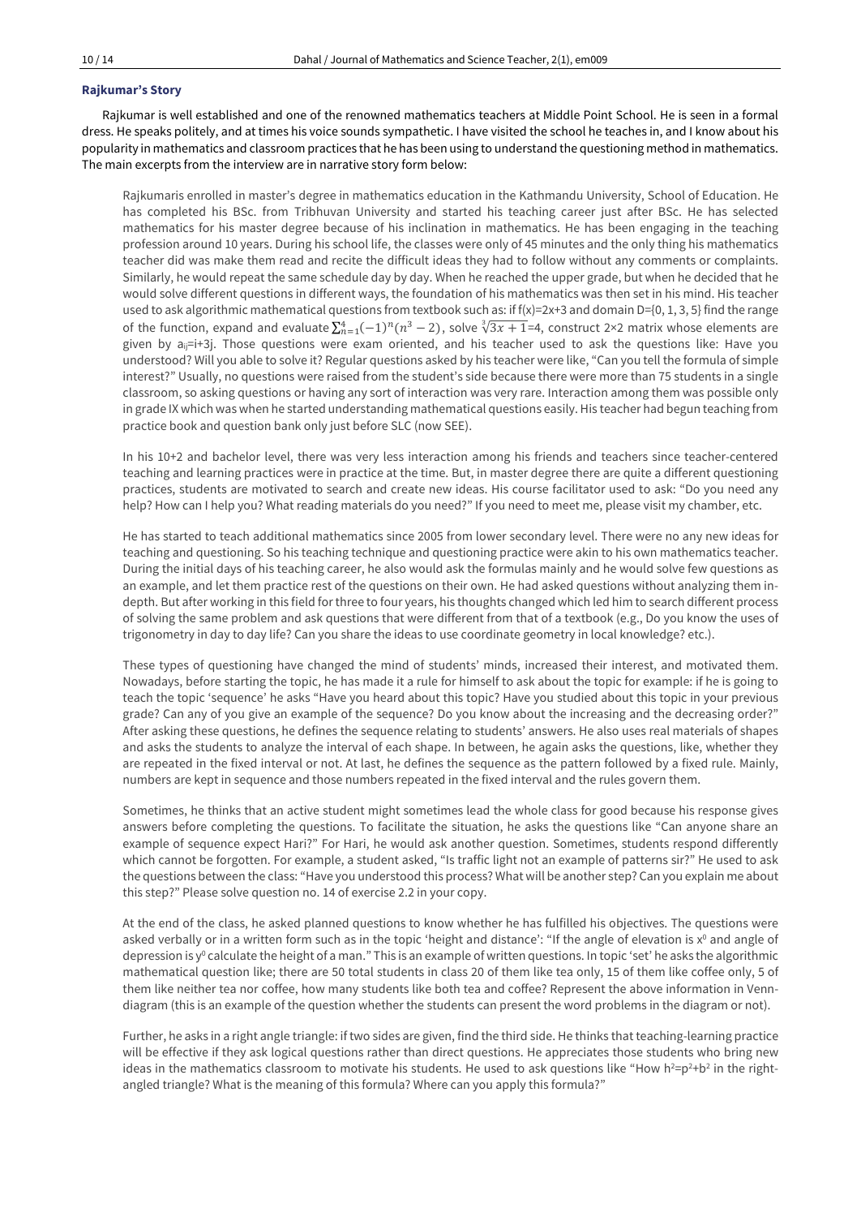### Rajkumar's Story

Rajkumar is well established and one of the renowned mathematics teachers at Middle Point School. He is seen in a formal dress. He speaks politely, and at times his voice sounds sympathetic. I have visited the school he teaches in, and I know about his popularity in mathematics and classroom practices that he has been using to understand the questioning method in mathematics. The main excerpts from the interview are in narrative story form below:

> Rajkumaris enrolled in master's degree in mathematics education in the Kathmandu University, School of Education. He has completed his BSc. from Tribhuvan University and started his teaching career just after BSc. He has selected mathematics for his master degree because of his inclination in mathematics. He has been engaging in the teaching profession around 10 years. During his school life, the classes were only of 45 minutes and the only thing his mathematics teacher did was make them read and recite the difficult ideas they had to follow without any comments or complaints. Similarly, he would repeat the same schedule day by day. When he reached the upper grade, but when he decided that he would solve different questions in different ways, the foundation of his mathematics was then set in his mind. His teacher used to ask algorithmic mathematical questions from textbook such as: if f(x)=2x+3 and domain D={0, 1, 3, 5} find the range of the function, expand and evaluate $\sum_{n=1}^{4}(-1)^n(n^3-2)$, solve $\sqrt[3]{3x+1}$=4, construct 2×2 matrix whose elements are given by $a_{ij}$=i+3j. Those questions were exam oriented, and his teacher used to ask the questions like: Have you understood? Will you able to solve it? Regular questions asked by his teacher were like, "Can you tell the formula of simple interest?" Usually, no questions were raised from the student's side because there were more than 75 students in a single classroom, so asking questions or having any sort of interaction was very rare. Interaction among them was possible only in grade IX which was when he started understanding mathematical questions easily. His teacher had begun teaching from practice book and question bank only just before SLC (now SEE).
>
> In his 10+2 and bachelor level, there was very less interaction among his friends and teachers since teacher-centered teaching and learning practices were in practice at the time. But, in master degree there are quite a different questioning practices, students are motivated to search and create new ideas. His course facilitator used to ask: "Do you need any help? How can I help you? What reading materials do you need?" If you need to meet me, please visit my chamber, etc.
>
> He has started to teach additional mathematics since 2005 from lower secondary level. There were no any new ideas for teaching and questioning. So his teaching technique and questioning practice were akin to his own mathematics teacher. During the initial days of his teaching career, he also would ask the formulas mainly and he would solve few questions as an example, and let them practice rest of the questions on their own. He had asked questions without analyzing them in-depth. But after working in this field for three to four years, his thoughts changed which led him to search different process of solving the same problem and ask questions that were different from that of a textbook (e.g., Do you know the uses of trigonometry in day to day life? Can you share the ideas to use coordinate geometry in local knowledge? etc.).
>
> These types of questioning have changed the mind of students' minds, increased their interest, and motivated them. Nowadays, before starting the topic, he has made it a rule for himself to ask about the topic for example: if he is going to teach the topic 'sequence' he asks "Have you heard about this topic? Have you studied about this topic in your previous grade? Can any of you give an example of the sequence? Do you know about the increasing and the decreasing order?" After asking these questions, he defines the sequence relating to students' answers. He also uses real materials of shapes and asks the students to analyze the interval of each shape. In between, he again asks the questions, like, whether they are repeated in the fixed interval or not. At last, he defines the sequence as the pattern followed by a fixed rule. Mainly, numbers are kept in sequence and those numbers repeated in the fixed interval and the rules govern them.
>
> Sometimes, he thinks that an active student might sometimes lead the whole class for good because his response gives answers before completing the questions. To facilitate the situation, he asks the questions like "Can anyone share an example of sequence expect Hari?" For Hari, he would ask another question. Sometimes, students respond differently which cannot be forgotten. For example, a student asked, "Is traffic light not an example of patterns sir?" He used to ask the questions between the class: "Have you understood this process? What will be another step? Can you explain me about this step?" Please solve question no. 14 of exercise 2.2 in your copy.
>
> At the end of the class, he asked planned questions to know whether he has fulfilled his objectives. The questions were asked verbally or in a written form such as in the topic 'height and distance': "If the angle of elevation is $x^0$ and angle of depression is $y^0$ calculate the height of a man." This is an example of written questions. In topic 'set' he asks the algorithmic mathematical question like; there are 50 total students in class 20 of them like tea only, 15 of them like coffee only, 5 of them like neither tea nor coffee, how many students like both tea and coffee? Represent the above information in Venn-diagram (this is an example of the question whether the students can present the word problems in the diagram or not).
>
> Further, he asks in a right angle triangle: if two sides are given, find the third side. He thinks that teaching-learning practice will be effective if they ask logical questions rather than direct questions. He appreciates those students who bring new ideas in the mathematics classroom to motivate his students. He used to ask questions like "How $h^2=p^2+b^2$ in the right-angled triangle? What is the meaning of this formula? Where can you apply this formula?"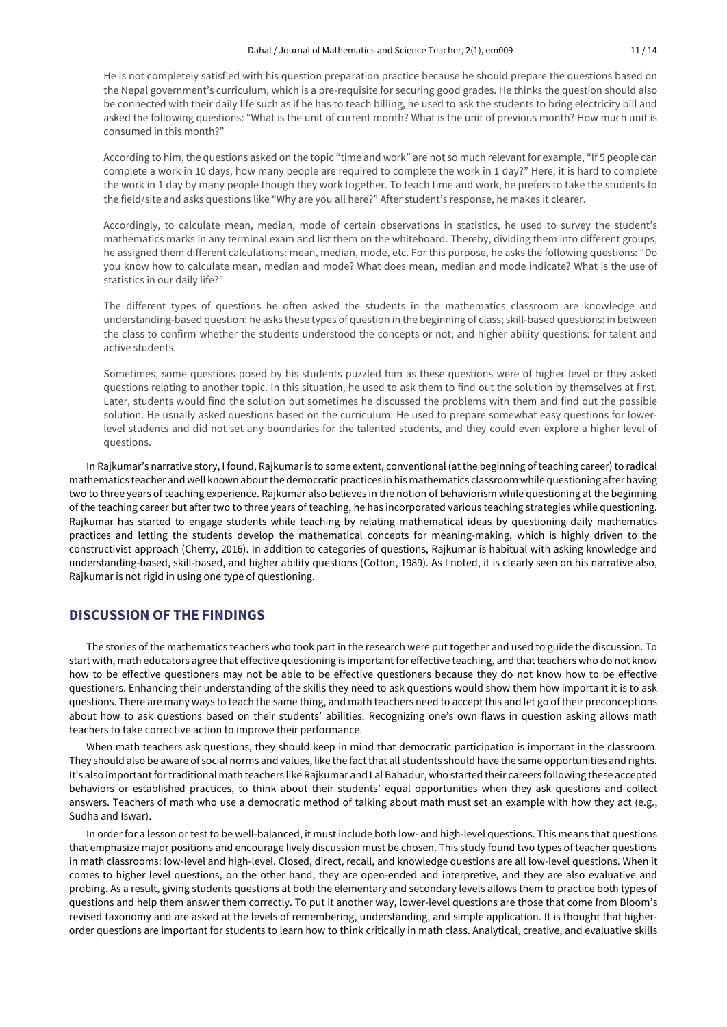He is not completely satisfied with his question preparation practice because he should prepare the questions based on the Nepal government's curriculum, which is a pre-requisite for securing good grades. He thinks the question should also be connected with their daily life such as if he has to teach billing, he used to ask the students to bring electricity bill and asked the following questions: "What is the unit of current month? What is the unit of previous month? How much unit is consumed in this month?"

According to him, the questions asked on the topic "time and work" are not so much relevant for example, "If 5 people can complete a work in 10 days, how many people are required to complete the work in 1 day?" Here, it is hard to complete the work in 1 day by many people though they work together. To teach time and work, he prefers to take the students to the field/site and asks questions like "Why are you all here?" After student's response, he makes it clearer.

Accordingly, to calculate mean, median, mode of certain observations in statistics, he used to survey the student's mathematics marks in any terminal exam and list them on the whiteboard. Thereby, dividing them into different groups, he assigned them different calculations: mean, median, mode, etc. For this purpose, he asks the following questions: "Do you know how to calculate mean, median and mode? What does mean, median and mode indicate? What is the use of statistics in our daily life?"

The different types of questions he often asked the students in the mathematics classroom are knowledge and understanding-based question: he asks these types of question in the beginning of class; skill-based questions: in between the class to confirm whether the students understood the concepts or not; and higher ability questions: for talent and active students.

Sometimes, some questions posed by his students puzzled him as these questions were of higher level or they asked questions relating to another topic. In this situation, he used to ask them to find out the solution by themselves at first. Later, students would find the solution but sometimes he discussed the problems with them and find out the possible solution. He usually asked questions based on the curriculum. He used to prepare somewhat easy questions for lower-level students and did not set any boundaries for the talented students, and they could even explore a higher level of questions.

In Rajkumar's narrative story, I found, Rajkumar is to some extent, conventional (at the beginning of teaching career) to radical mathematics teacher and well known about the democratic practices in his mathematics classroom while questioning after having two to three years of teaching experience. Rajkumar also believes in the notion of behaviorism while questioning at the beginning of the teaching career but after two to three years of teaching, he has incorporated various teaching strategies while questioning. Rajkumar has started to engage students while teaching by relating mathematical ideas by questioning daily mathematics practices and letting the students develop the mathematical concepts for meaning-making, which is highly driven to the constructivist approach (Cherry, 2016). In addition to categories of questions, Rajkumar is habitual with asking knowledge and understanding-based, skill-based, and higher ability questions (Cotton, 1989). As I noted, it is clearly seen on his narrative also, Rajkumar is not rigid in using one type of questioning.

## DISCUSSION OF THE FINDINGS

The stories of the mathematics teachers who took part in the research were put together and used to guide the discussion. To start with, math educators agree that effective questioning is important for effective teaching, and that teachers who do not know how to be effective questioners may not be able to be effective questioners because they do not know how to be effective questioners. Enhancing their understanding of the skills they need to ask questions would show them how important it is to ask questions. There are many ways to teach the same thing, and math teachers need to accept this and let go of their preconceptions about how to ask questions based on their students' abilities. Recognizing one's own flaws in question asking allows math teachers to take corrective action to improve their performance.

When math teachers ask questions, they should keep in mind that democratic participation is important in the classroom. They should also be aware of social norms and values, like the fact that all students should have the same opportunities and rights. It's also important for traditional math teachers like Rajkumar and Lal Bahadur, who started their careers following these accepted behaviors or established practices, to think about their students' equal opportunities when they ask questions and collect answers. Teachers of math who use a democratic method of talking about math must set an example with how they act (e.g., Sudha and Iswar).

In order for a lesson or test to be well-balanced, it must include both low- and high-level questions. This means that questions that emphasize major positions and encourage lively discussion must be chosen. This study found two types of teacher questions in math classrooms: low-level and high-level. Closed, direct, recall, and knowledge questions are all low-level questions. When it comes to higher level questions, on the other hand, they are open-ended and interpretive, and they are also evaluative and probing. As a result, giving students questions at both the elementary and secondary levels allows them to practice both types of questions and help them answer them correctly. To put it another way, lower-level questions are those that come from Bloom's revised taxonomy and are asked at the levels of remembering, understanding, and simple application. It is thought that higher-order questions are important for students to learn how to think critically in math class. Analytical, creative, and evaluative skills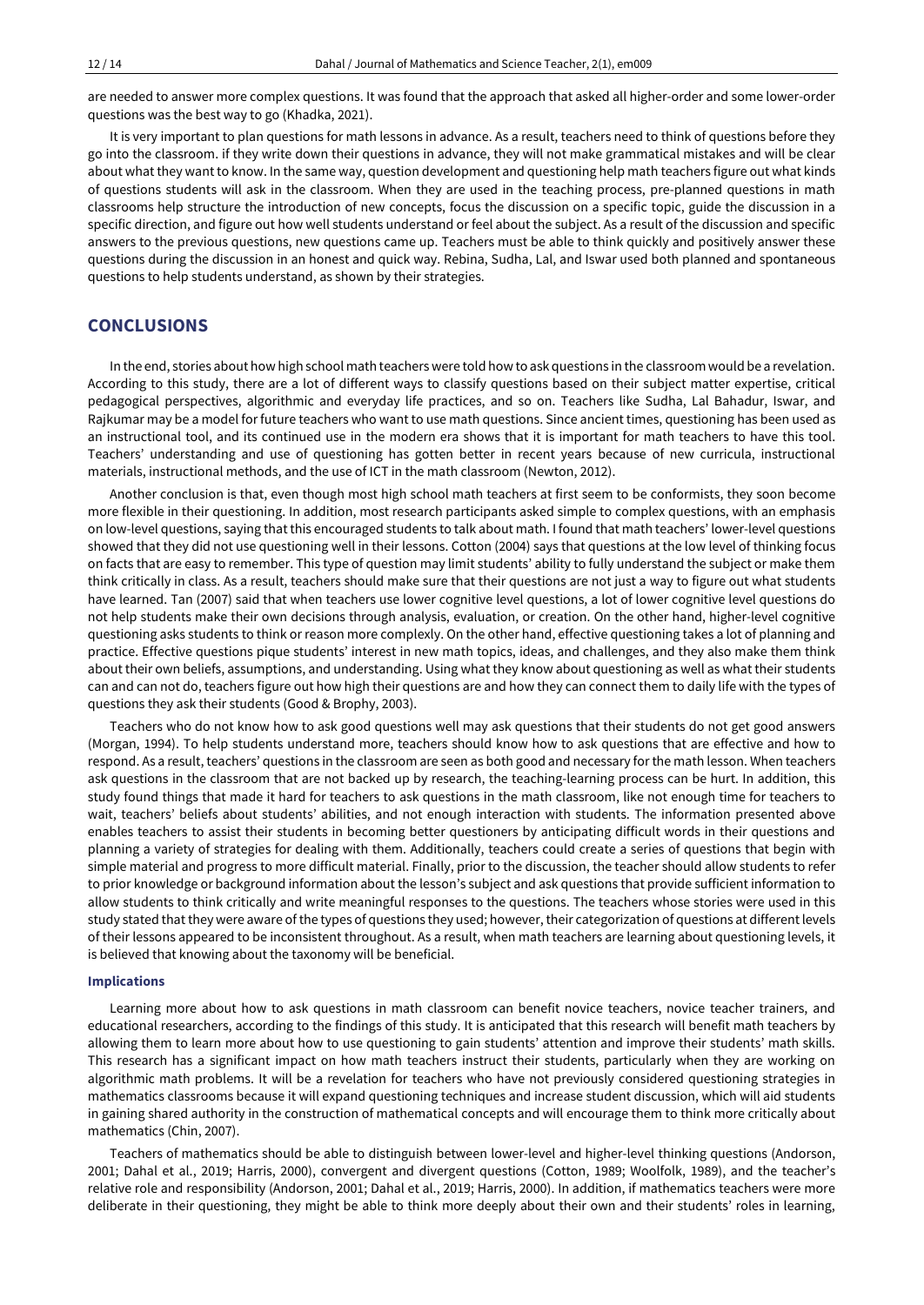are needed to answer more complex questions. It was found that the approach that asked all higher-order and some lower-order questions was the best way to go (Khadka, 2021).

It is very important to plan questions for math lessons in advance. As a result, teachers need to think of questions before they go into the classroom. if they write down their questions in advance, they will not make grammatical mistakes and will be clear about what they want to know. In the same way, question development and questioning help math teachers figure out what kinds of questions students will ask in the classroom. When they are used in the teaching process, pre-planned questions in math classrooms help structure the introduction of new concepts, focus the discussion on a specific topic, guide the discussion in a specific direction, and figure out how well students understand or feel about the subject. As a result of the discussion and specific answers to the previous questions, new questions came up. Teachers must be able to think quickly and positively answer these questions during the discussion in an honest and quick way. Rebina, Sudha, Lal, and Iswar used both planned and spontaneous questions to help students understand, as shown by their strategies.

## CONCLUSIONS

In the end, stories about how high school math teachers were told how to ask questions in the classroom would be a revelation. According to this study, there are a lot of different ways to classify questions based on their subject matter expertise, critical pedagogical perspectives, algorithmic and everyday life practices, and so on. Teachers like Sudha, Lal Bahadur, Iswar, and Rajkumar may be a model for future teachers who want to use math questions. Since ancient times, questioning has been used as an instructional tool, and its continued use in the modern era shows that it is important for math teachers to have this tool. Teachers' understanding and use of questioning has gotten better in recent years because of new curricula, instructional materials, instructional methods, and the use of ICT in the math classroom (Newton, 2012).

Another conclusion is that, even though most high school math teachers at first seem to be conformists, they soon become more flexible in their questioning. In addition, most research participants asked simple to complex questions, with an emphasis on low-level questions, saying that this encouraged students to talk about math. I found that math teachers' lower-level questions showed that they did not use questioning well in their lessons. Cotton (2004) says that questions at the low level of thinking focus on facts that are easy to remember. This type of question may limit students' ability to fully understand the subject or make them think critically in class. As a result, teachers should make sure that their questions are not just a way to figure out what students have learned. Tan (2007) said that when teachers use lower cognitive level questions, a lot of lower cognitive level questions do not help students make their own decisions through analysis, evaluation, or creation. On the other hand, higher-level cognitive questioning asks students to think or reason more complexly. On the other hand, effective questioning takes a lot of planning and practice. Effective questions pique students' interest in new math topics, ideas, and challenges, and they also make them think about their own beliefs, assumptions, and understanding. Using what they know about questioning as well as what their students can and can not do, teachers figure out how high their questions are and how they can connect them to daily life with the types of questions they ask their students (Good & Brophy, 2003).

Teachers who do not know how to ask good questions well may ask questions that their students do not get good answers (Morgan, 1994). To help students understand more, teachers should know how to ask questions that are effective and how to respond. As a result, teachers' questions in the classroom are seen as both good and necessary for the math lesson. When teachers ask questions in the classroom that are not backed up by research, the teaching-learning process can be hurt. In addition, this study found things that made it hard for teachers to ask questions in the math classroom, like not enough time for teachers to wait, teachers' beliefs about students' abilities, and not enough interaction with students. The information presented above enables teachers to assist their students in becoming better questioners by anticipating difficult words in their questions and planning a variety of strategies for dealing with them. Additionally, teachers could create a series of questions that begin with simple material and progress to more difficult material. Finally, prior to the discussion, the teacher should allow students to refer to prior knowledge or background information about the lesson's subject and ask questions that provide sufficient information to allow students to think critically and write meaningful responses to the questions. The teachers whose stories were used in this study stated that they were aware of the types of questions they used; however, their categorization of questions at different levels of their lessons appeared to be inconsistent throughout. As a result, when math teachers are learning about questioning levels, it is believed that knowing about the taxonomy will be beneficial.

### Implications

Learning more about how to ask questions in math classroom can benefit novice teachers, novice teacher trainers, and educational researchers, according to the findings of this study. It is anticipated that this research will benefit math teachers by allowing them to learn more about how to use questioning to gain students' attention and improve their students' math skills. This research has a significant impact on how math teachers instruct their students, particularly when they are working on algorithmic math problems. It will be a revelation for teachers who have not previously considered questioning strategies in mathematics classrooms because it will expand questioning techniques and increase student discussion, which will aid students in gaining shared authority in the construction of mathematical concepts and will encourage them to think more critically about mathematics (Chin, 2007).

Teachers of mathematics should be able to distinguish between lower-level and higher-level thinking questions (Andorson, 2001; Dahal et al., 2019; Harris, 2000), convergent and divergent questions (Cotton, 1989; Woolfolk, 1989), and the teacher's relative role and responsibility (Andorson, 2001; Dahal et al., 2019; Harris, 2000). In addition, if mathematics teachers were more deliberate in their questioning, they might be able to think more deeply about their own and their students' roles in learning,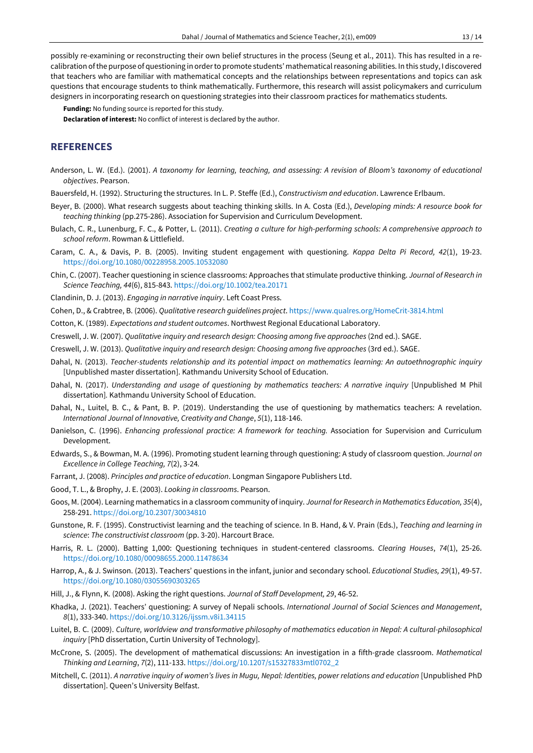possibly re-examining or reconstructing their own belief structures in the process (Seung et al., 2011). This has resulted in a re-calibration of the purpose of questioning in order to promote students' mathematical reasoning abilities. In this study, I discovered that teachers who are familiar with mathematical concepts and the relationships between representations and topics can ask questions that encourage students to think mathematically. Furthermore, this research will assist policymakers and curriculum designers in incorporating research on questioning strategies into their classroom practices for mathematics students.

**Funding:** No funding source is reported for this study.

**Declaration of interest:** No conflict of interest is declared by the author.

## REFERENCES

Anderson, L. W. (Ed.). (2001). *A taxonomy for learning, teaching, and assessing: A revision of Bloom's taxonomy of educational objectives*. Pearson.

Bauersfeld, H. (1992). Structuring the structures. In L. P. Steffe (Ed.), *Constructivism and education*. Lawrence Erlbaum.

Beyer, B. (2000). What research suggests about teaching thinking skills. In A. Costa (Ed.), *Developing minds: A resource book for teaching thinking* (pp.275-286). Association for Supervision and Curriculum Development.

Bulach, C. R., Lunenburg, F. C., & Potter, L. (2011). *Creating a culture for high-performing schools: A comprehensive approach to school reform*. Rowman & Littlefield.

Caram, C. A., & Davis, P. B. (2005). Inviting student engagement with questioning. *Kappa Delta Pi Record, 42*(1), 19-23. https://doi.org/10.1080/00228958.2005.10532080

Chin, C. (2007). Teacher questioning in science classrooms: Approaches that stimulate productive thinking. *Journal of Research in Science Teaching, 44*(6), 815-843. https://doi.org/10.1002/tea.20171

Clandinin, D. J. (2013). *Engaging in narrative inquiry*. Left Coast Press.

Cohen, D., & Crabtree, B. (2006). *Qualitative research guidelines project*. https://www.qualres.org/HomeCrit-3814.html

Cotton, K. (1989). *Expectations and student outcomes*. Northwest Regional Educational Laboratory.

Creswell, J. W. (2007). *Qualitative inquiry and research design: Choosing among five approaches* (2nd ed.). SAGE.

Creswell, J. W. (2013). *Qualitative inquiry and research design: Choosing among five approaches* (3rd ed.). SAGE.

Dahal, N. (2013). *Teacher-students relationship and its potential impact on mathematics learning: An autoethnographic inquiry* [Unpublished master dissertation]. Kathmandu University School of Education.

Dahal, N. (2017). *Understanding and usage of questioning by mathematics teachers: A narrative inquiry* [Unpublished M Phil dissertation]. Kathmandu University School of Education.

Dahal, N., Luitel, B. C., & Pant, B. P. (2019). Understanding the use of questioning by mathematics teachers: A revelation. *International Journal of Innovative, Creativity and Change*, *5*(1), 118-146.

Danielson, C. (1996). *Enhancing professional practice: A framework for teaching.* Association for Supervision and Curriculum Development.

Edwards, S., & Bowman, M. A. (1996). Promoting student learning through questioning: A study of classroom question. *Journal on Excellence in College Teaching, 7*(2), 3-24.

Farrant, J. (2008). *Principles and practice of education*. Longman Singapore Publishers Ltd.

Good, T. L., & Brophy, J. E. (2003). *Looking in classrooms*. Pearson.

Goos, M. (2004). Learning mathematics in a classroom community of inquiry. *Journal for Research in Mathematics Education, 35*(4), 258-291. https://doi.org/10.2307/30034810

Gunstone, R. F. (1995). Constructivist learning and the teaching of science. In B. Hand, & V. Prain (Eds.), *Teaching and learning in science*: *The constructivist classroom* (pp. 3-20). Harcourt Brace.

Harris, R. L. (2000). Batting 1,000: Questioning techniques in student-centered classrooms. *Clearing Houses*, *74*(1), 25-26. https://doi.org/10.1080/00098655.2000.11478634

Harrop, A., & J. Swinson. (2013). Teachers' questions in the infant, junior and secondary school. *Educational Studies, 29*(1), 49-57. https://doi.org/10.1080/03055690303265

Hill, J., & Flynn, K. (2008). Asking the right questions. *Journal of Staff Development, 29*, 46-52.

Khadka, J. (2021). Teachers' questioning: A survey of Nepali schools. *International Journal of Social Sciences and Management*, *8*(1), 333-340. https://doi.org/10.3126/ijssm.v8i1.34115

Luitel, B. C. (2009). *Culture, worldview and transformative philosophy of mathematics education in Nepal: A cultural-philosophical inquiry* [PhD dissertation, Curtin University of Technology].

McCrone, S. (2005). The development of mathematical discussions: An investigation in a fifth-grade classroom. *Mathematical Thinking and Learning*, *7*(2), 111-133. https://doi.org/10.1207/s15327833mtl0702_2

Mitchell, C. (2011). *A narrative inquiry of women's lives in Mugu, Nepal: Identities, power relations and education* [Unpublished PhD dissertation]. Queen's University Belfast.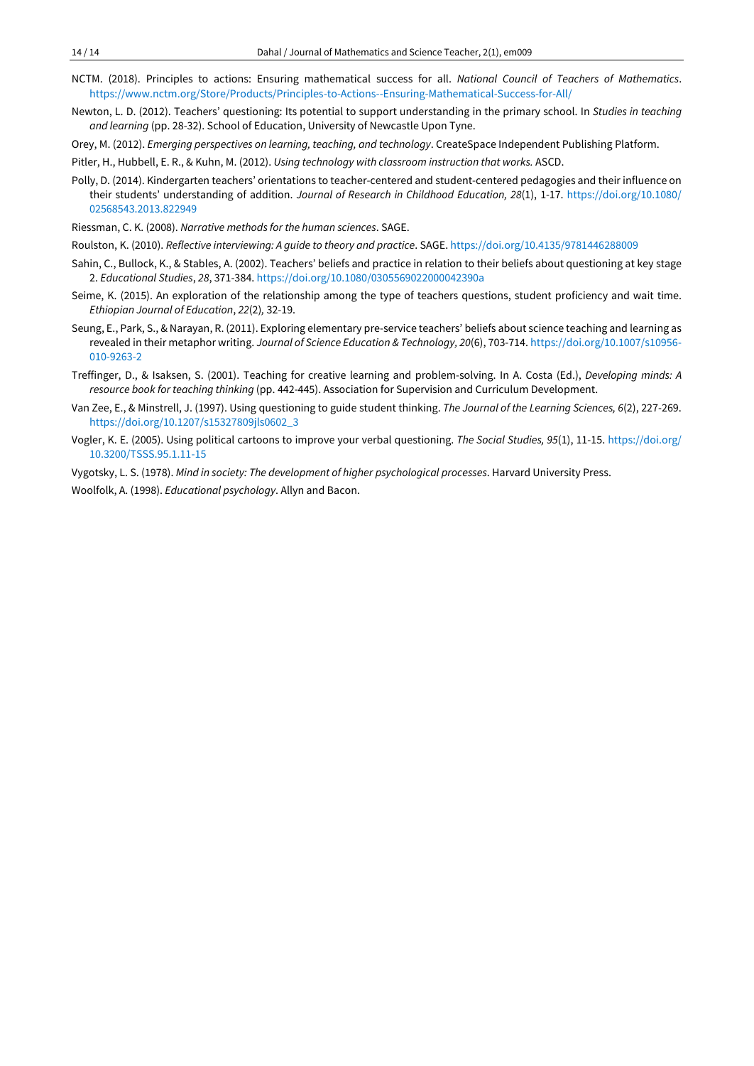NCTM. (2018). Principles to actions: Ensuring mathematical success for all. *National Council of Teachers of Mathematics*. https://www.nctm.org/Store/Products/Principles-to-Actions--Ensuring-Mathematical-Success-for-All/

Newton, L. D. (2012). Teachers' questioning: Its potential to support understanding in the primary school. In *Studies in teaching and learning* (pp. 28-32). School of Education, University of Newcastle Upon Tyne.

Orey, M. (2012). *Emerging perspectives on learning, teaching, and technology*. CreateSpace Independent Publishing Platform.

Pitler, H., Hubbell, E. R., & Kuhn, M. (2012). *Using technology with classroom instruction that works.* ASCD.

Polly, D. (2014). Kindergarten teachers' orientations to teacher-centered and student-centered pedagogies and their influence on their students' understanding of addition. *Journal of Research in Childhood Education, 28*(1), 1-17. https://doi.org/10.1080/02568543.2013.822949

Riessman, C. K. (2008). *Narrative methods for the human sciences*. SAGE.

Roulston, K. (2010). *Reflective interviewing: A guide to theory and practice*. SAGE. https://doi.org/10.4135/9781446288009

Sahin, C., Bullock, K., & Stables, A. (2002). Teachers' beliefs and practice in relation to their beliefs about questioning at key stage 2. *Educational Studies*, *28*, 371-384. https://doi.org/10.1080/0305569022000042390a

Seime, K. (2015). An exploration of the relationship among the type of teachers questions, student proficiency and wait time. *Ethiopian Journal of Education*, *22*(2), 32-19.

Seung, E., Park, S., & Narayan, R. (2011). Exploring elementary pre-service teachers' beliefs about science teaching and learning as revealed in their metaphor writing. *Journal of Science Education & Technology, 20*(6), 703-714. https://doi.org/10.1007/s10956-010-9263-2

Treffinger, D., & Isaksen, S. (2001). Teaching for creative learning and problem-solving. In A. Costa (Ed.), *Developing minds: A resource book for teaching thinking* (pp. 442-445). Association for Supervision and Curriculum Development.

Van Zee, E., & Minstrell, J. (1997). Using questioning to guide student thinking. *The Journal of the Learning Sciences, 6*(2), 227-269. https://doi.org/10.1207/s15327809jls0602_3

Vogler, K. E. (2005). Using political cartoons to improve your verbal questioning. *The Social Studies, 95*(1), 11-15. https://doi.org/10.3200/TSSS.95.1.11-15

Vygotsky, L. S. (1978). *Mind in society: The development of higher psychological processes*. Harvard University Press.

Woolfolk, A. (1998). *Educational psychology*. Allyn and Bacon.